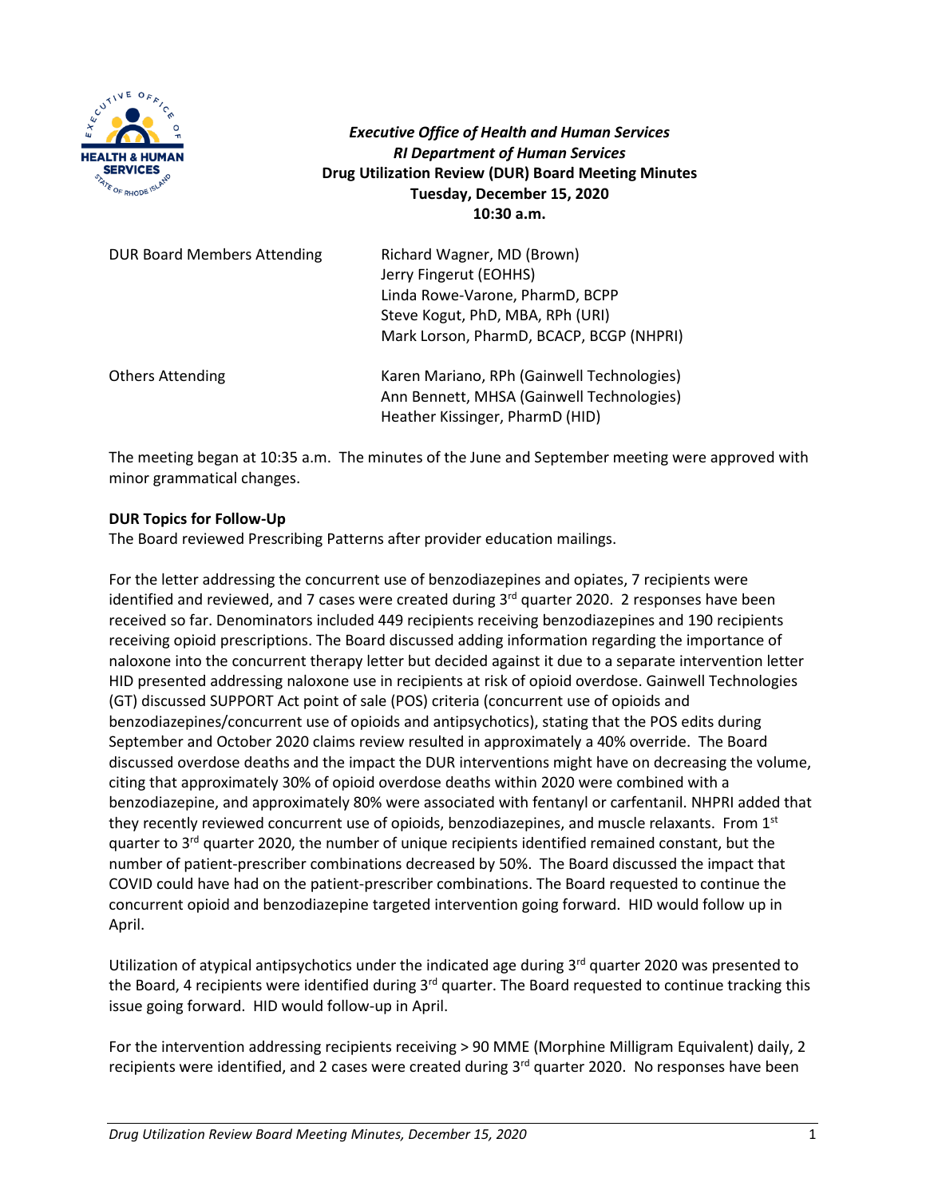*Executive Office of Health and Human Services*
*RI Department of Human Services*
**Drug Utilization Review (DUR) Board Meeting Minutes**
**Tuesday, December 15, 2020**
**10:30 a.m.**

| | |
|---|---|
| DUR Board Members Attending | Richard Wagner, MD (Brown)<br>Jerry Fingerut (EOHHS)<br>Linda Rowe-Varone, PharmD, BCPP<br>Steve Kogut, PhD, MBA, RPh (URI)<br>Mark Lorson, PharmD, BCACP, BCGP (NHPRI) |
| Others Attending | Karen Mariano, RPh (Gainwell Technologies)<br>Ann Bennett, MHSA (Gainwell Technologies)<br>Heather Kissinger, PharmD (HID) |

The meeting began at 10:35 a.m. The minutes of the June and September meeting were approved with minor grammatical changes.

**DUR Topics for Follow-Up**

The Board reviewed Prescribing Patterns after provider education mailings.

For the letter addressing the concurrent use of benzodiazepines and opiates, 7 recipients were identified and reviewed, and 7 cases were created during 3rd quarter 2020. 2 responses have been received so far. Denominators included 449 recipients receiving benzodiazepines and 190 recipients receiving opioid prescriptions. The Board discussed adding information regarding the importance of naloxone into the concurrent therapy letter but decided against it due to a separate intervention letter HID presented addressing naloxone use in recipients at risk of opioid overdose. Gainwell Technologies (GT) discussed SUPPORT Act point of sale (POS) criteria (concurrent use of opioids and benzodiazepines/concurrent use of opioids and antipsychotics), stating that the POS edits during September and October 2020 claims review resulted in approximately a 40% override. The Board discussed overdose deaths and the impact the DUR interventions might have on decreasing the volume, citing that approximately 30% of opioid overdose deaths within 2020 were combined with a benzodiazepine, and approximately 80% were associated with fentanyl or carfentanil. NHPRI added that they recently reviewed concurrent use of opioids, benzodiazepines, and muscle relaxants. From 1st quarter to 3rd quarter 2020, the number of unique recipients identified remained constant, but the number of patient-prescriber combinations decreased by 50%. The Board discussed the impact that COVID could have had on the patient-prescriber combinations. The Board requested to continue the concurrent opioid and benzodiazepine targeted intervention going forward. HID would follow up in April.

Utilization of atypical antipsychotics under the indicated age during 3rd quarter 2020 was presented to the Board, 4 recipients were identified during 3rd quarter. The Board requested to continue tracking this issue going forward. HID would follow-up in April.

For the intervention addressing recipients receiving > 90 MME (Morphine Milligram Equivalent) daily, 2 recipients were identified, and 2 cases were created during 3rd quarter 2020. No responses have been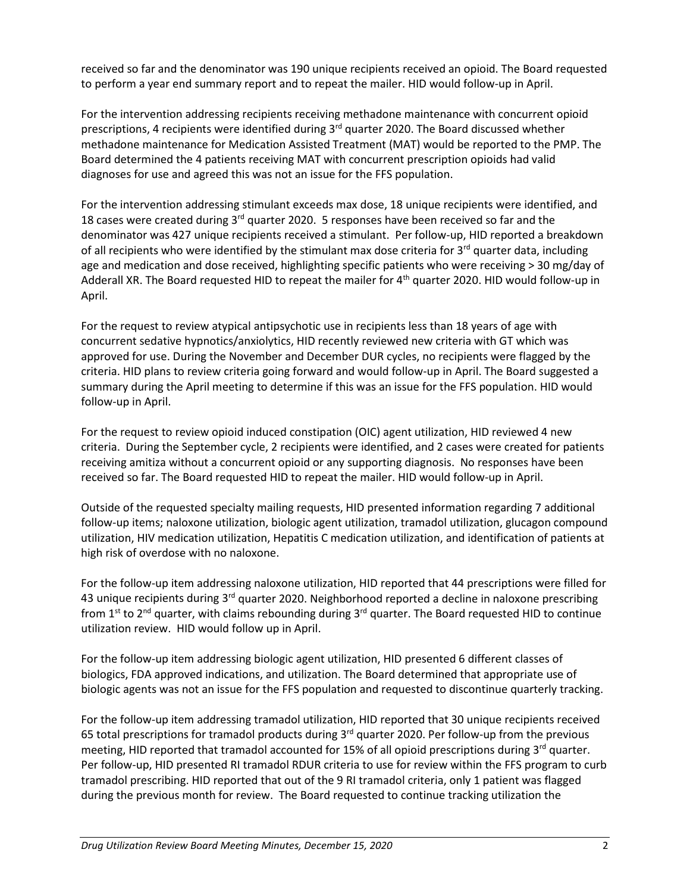received so far and the denominator was 190 unique recipients received an opioid. The Board requested to perform a year end summary report and to repeat the mailer. HID would follow-up in April.

For the intervention addressing recipients receiving methadone maintenance with concurrent opioid prescriptions, 4 recipients were identified during 3rd quarter 2020. The Board discussed whether methadone maintenance for Medication Assisted Treatment (MAT) would be reported to the PMP. The Board determined the 4 patients receiving MAT with concurrent prescription opioids had valid diagnoses for use and agreed this was not an issue for the FFS population.

For the intervention addressing stimulant exceeds max dose, 18 unique recipients were identified, and 18 cases were created during 3rd quarter 2020. 5 responses have been received so far and the denominator was 427 unique recipients received a stimulant. Per follow-up, HID reported a breakdown of all recipients who were identified by the stimulant max dose criteria for 3rd quarter data, including age and medication and dose received, highlighting specific patients who were receiving > 30 mg/day of Adderall XR. The Board requested HID to repeat the mailer for 4th quarter 2020. HID would follow-up in April.

For the request to review atypical antipsychotic use in recipients less than 18 years of age with concurrent sedative hypnotics/anxiolytics, HID recently reviewed new criteria with GT which was approved for use. During the November and December DUR cycles, no recipients were flagged by the criteria. HID plans to review criteria going forward and would follow-up in April. The Board suggested a summary during the April meeting to determine if this was an issue for the FFS population. HID would follow-up in April.

For the request to review opioid induced constipation (OIC) agent utilization, HID reviewed 4 new criteria. During the September cycle, 2 recipients were identified, and 2 cases were created for patients receiving amitiza without a concurrent opioid or any supporting diagnosis. No responses have been received so far. The Board requested HID to repeat the mailer. HID would follow-up in April.

Outside of the requested specialty mailing requests, HID presented information regarding 7 additional follow-up items; naloxone utilization, biologic agent utilization, tramadol utilization, glucagon compound utilization, HIV medication utilization, Hepatitis C medication utilization, and identification of patients at high risk of overdose with no naloxone.

For the follow-up item addressing naloxone utilization, HID reported that 44 prescriptions were filled for 43 unique recipients during 3rd quarter 2020. Neighborhood reported a decline in naloxone prescribing from 1st to 2nd quarter, with claims rebounding during 3rd quarter. The Board requested HID to continue utilization review. HID would follow up in April.

For the follow-up item addressing biologic agent utilization, HID presented 6 different classes of biologics, FDA approved indications, and utilization. The Board determined that appropriate use of biologic agents was not an issue for the FFS population and requested to discontinue quarterly tracking.

For the follow-up item addressing tramadol utilization, HID reported that 30 unique recipients received 65 total prescriptions for tramadol products during 3rd quarter 2020. Per follow-up from the previous meeting, HID reported that tramadol accounted for 15% of all opioid prescriptions during 3rd quarter. Per follow-up, HID presented RI tramadol RDUR criteria to use for review within the FFS program to curb tramadol prescribing. HID reported that out of the 9 RI tramadol criteria, only 1 patient was flagged during the previous month for review. The Board requested to continue tracking utilization the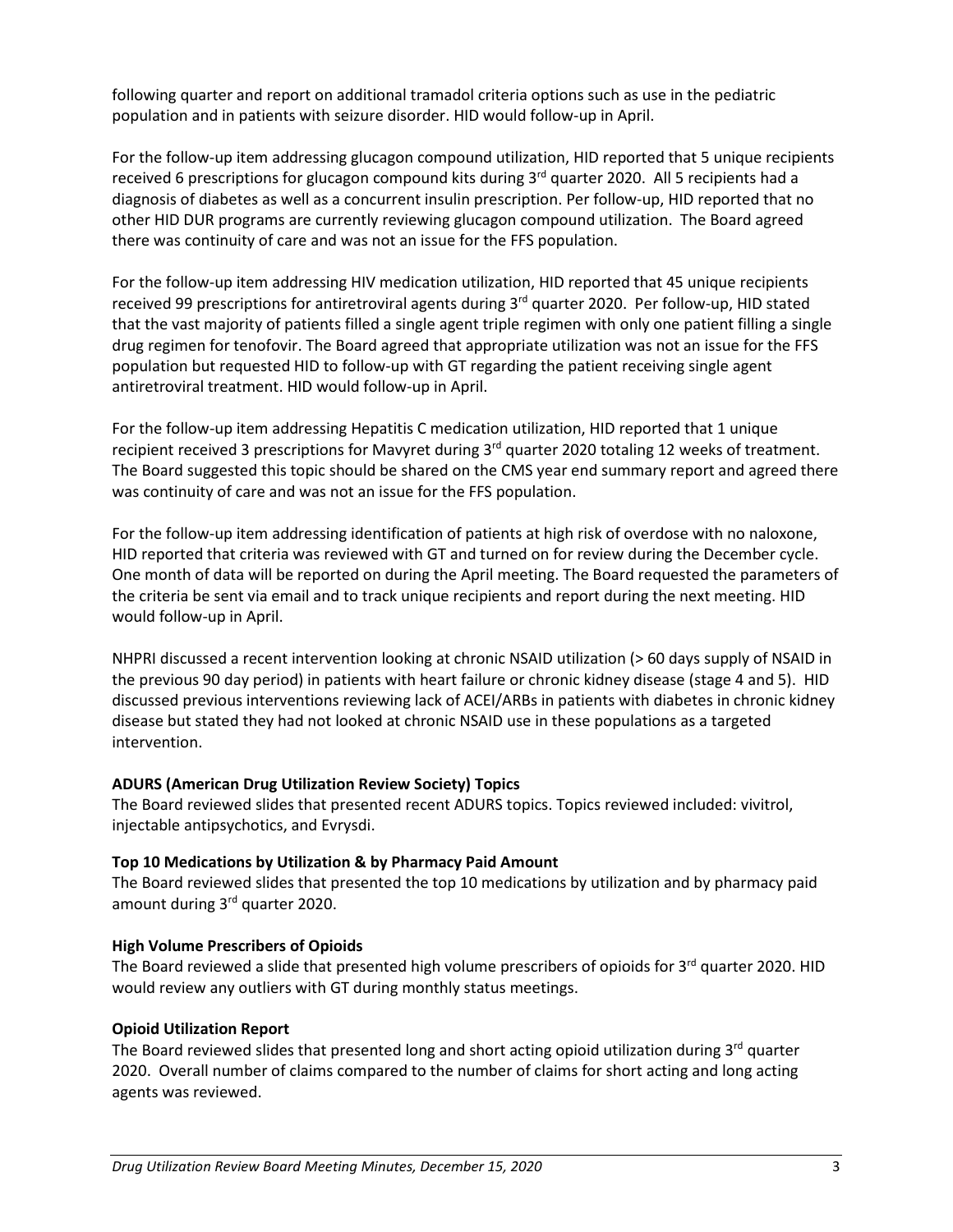following quarter and report on additional tramadol criteria options such as use in the pediatric population and in patients with seizure disorder. HID would follow-up in April.

For the follow-up item addressing glucagon compound utilization, HID reported that 5 unique recipients received 6 prescriptions for glucagon compound kits during 3rd quarter 2020. All 5 recipients had a diagnosis of diabetes as well as a concurrent insulin prescription. Per follow-up, HID reported that no other HID DUR programs are currently reviewing glucagon compound utilization. The Board agreed there was continuity of care and was not an issue for the FFS population.

For the follow-up item addressing HIV medication utilization, HID reported that 45 unique recipients received 99 prescriptions for antiretroviral agents during 3rd quarter 2020. Per follow-up, HID stated that the vast majority of patients filled a single agent triple regimen with only one patient filling a single drug regimen for tenofovir. The Board agreed that appropriate utilization was not an issue for the FFS population but requested HID to follow-up with GT regarding the patient receiving single agent antiretroviral treatment. HID would follow-up in April.

For the follow-up item addressing Hepatitis C medication utilization, HID reported that 1 unique recipient received 3 prescriptions for Mavyret during 3rd quarter 2020 totaling 12 weeks of treatment. The Board suggested this topic should be shared on the CMS year end summary report and agreed there was continuity of care and was not an issue for the FFS population.

For the follow-up item addressing identification of patients at high risk of overdose with no naloxone, HID reported that criteria was reviewed with GT and turned on for review during the December cycle. One month of data will be reported on during the April meeting. The Board requested the parameters of the criteria be sent via email and to track unique recipients and report during the next meeting. HID would follow-up in April.

NHPRI discussed a recent intervention looking at chronic NSAID utilization (> 60 days supply of NSAID in the previous 90 day period) in patients with heart failure or chronic kidney disease (stage 4 and 5). HID discussed previous interventions reviewing lack of ACEI/ARBs in patients with diabetes in chronic kidney disease but stated they had not looked at chronic NSAID use in these populations as a targeted intervention.

**ADURS (American Drug Utilization Review Society) Topics**

The Board reviewed slides that presented recent ADURS topics. Topics reviewed included: vivitrol, injectable antipsychotics, and Evrysdi.

**Top 10 Medications by Utilization & by Pharmacy Paid Amount**

The Board reviewed slides that presented the top 10 medications by utilization and by pharmacy paid amount during 3rd quarter 2020.

**High Volume Prescribers of Opioids**

The Board reviewed a slide that presented high volume prescribers of opioids for 3rd quarter 2020. HID would review any outliers with GT during monthly status meetings.

**Opioid Utilization Report**

The Board reviewed slides that presented long and short acting opioid utilization during 3rd quarter 2020. Overall number of claims compared to the number of claims for short acting and long acting agents was reviewed.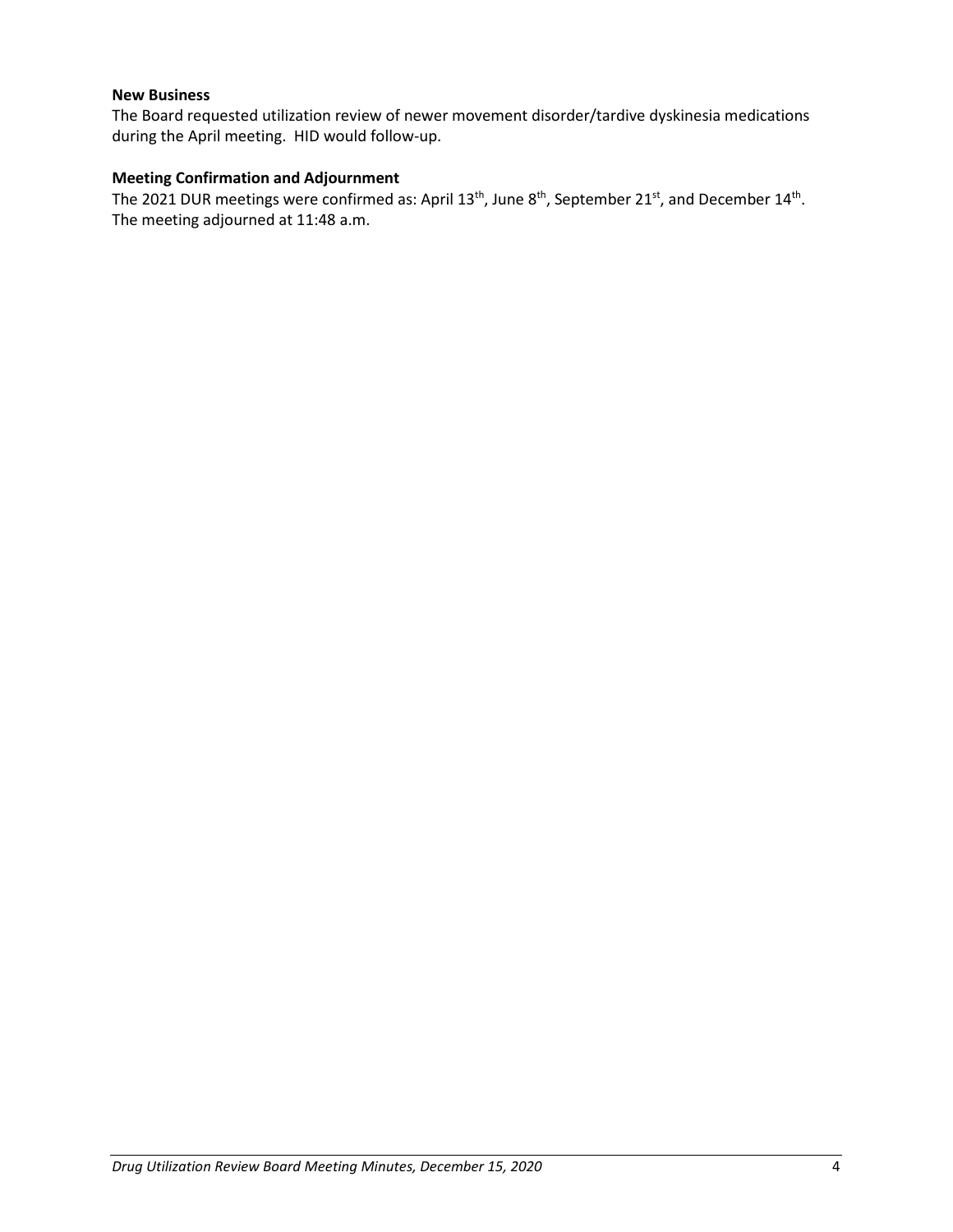**New Business**

The Board requested utilization review of newer movement disorder/tardive dyskinesia medications during the April meeting. HID would follow-up.

**Meeting Confirmation and Adjournment**

The 2021 DUR meetings were confirmed as: April 13th, June 8th, September 21st, and December 14th. The meeting adjourned at 11:48 a.m.